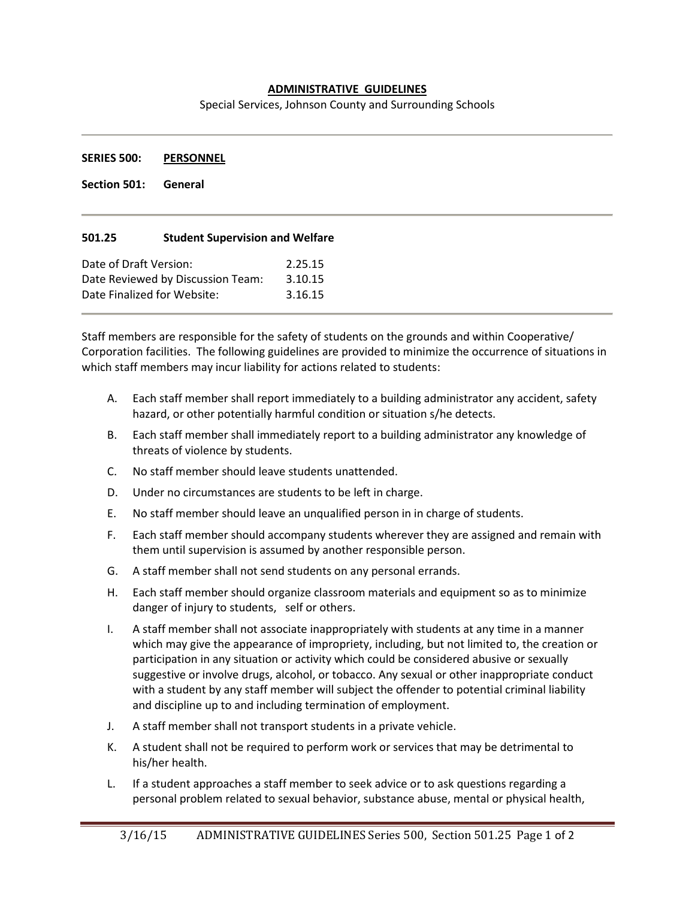## ADMINISTRATIVE GUIDELINES

Special Services, Johnson County and Surrounding Schools

---

**SERIES 500: PERSONNEL**

**Section 501: General**

---

### 501.25 Student Supervision and Welfare

| | |
|---|---|
| Date of Draft Version: | 2.25.15 |
| Date Reviewed by Discussion Team: | 3.10.15 |
| Date Finalized for Website: | 3.16.15 |

---

Staff members are responsible for the safety of students on the grounds and within Cooperative/ Corporation facilities. The following guidelines are provided to minimize the occurrence of situations in which staff members may incur liability for actions related to students:

A. Each staff member shall report immediately to a building administrator any accident, safety hazard, or other potentially harmful condition or situation s/he detects.

B. Each staff member shall immediately report to a building administrator any knowledge of threats of violence by students.

C. No staff member should leave students unattended.

D. Under no circumstances are students to be left in charge.

E. No staff member should leave an unqualified person in in charge of students.

F. Each staff member should accompany students wherever they are assigned and remain with them until supervision is assumed by another responsible person.

G. A staff member shall not send students on any personal errands.

H. Each staff member should organize classroom materials and equipment so as to minimize danger of injury to students, self or others.

I. A staff member shall not associate inappropriately with students at any time in a manner which may give the appearance of impropriety, including, but not limited to, the creation or participation in any situation or activity which could be considered abusive or sexually suggestive or involve drugs, alcohol, or tobacco. Any sexual or other inappropriate conduct with a student by any staff member will subject the offender to potential criminal liability and discipline up to and including termination of employment.

J. A staff member shall not transport students in a private vehicle.

K. A student shall not be required to perform work or services that may be detrimental to his/her health.

L. If a student approaches a staff member to seek advice or to ask questions regarding a personal problem related to sexual behavior, substance abuse, mental or physical health,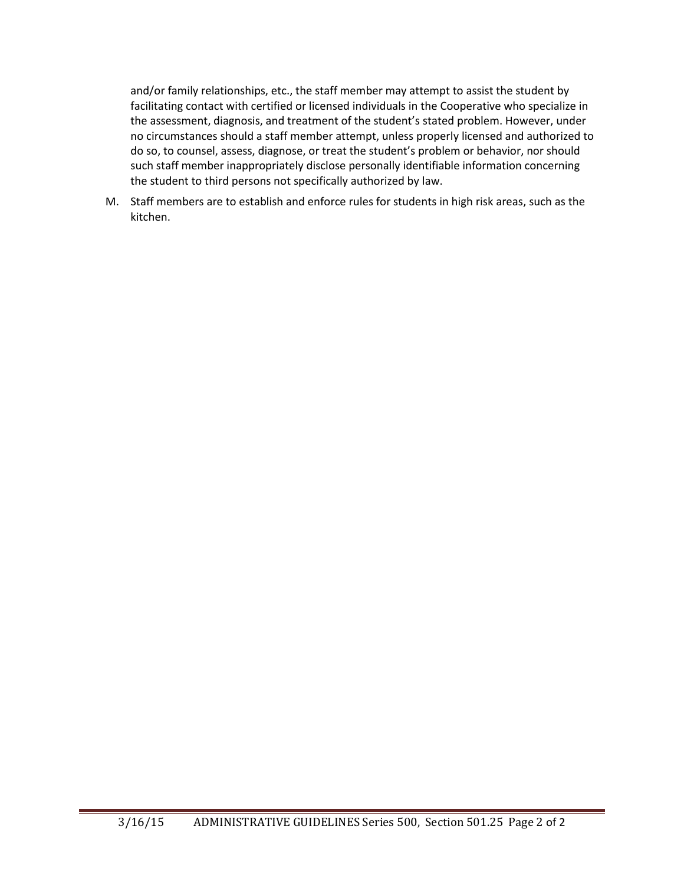and/or family relationships, etc., the staff member may attempt to assist the student by facilitating contact with certified or licensed individuals in the Cooperative who specialize in the assessment, diagnosis, and treatment of the student's stated problem. However, under no circumstances should a staff member attempt, unless properly licensed and authorized to do so, to counsel, assess, diagnose, or treat the student's problem or behavior, nor should such staff member inappropriately disclose personally identifiable information concerning the student to third persons not specifically authorized by law.

M. Staff members are to establish and enforce rules for students in high risk areas, such as the kitchen.